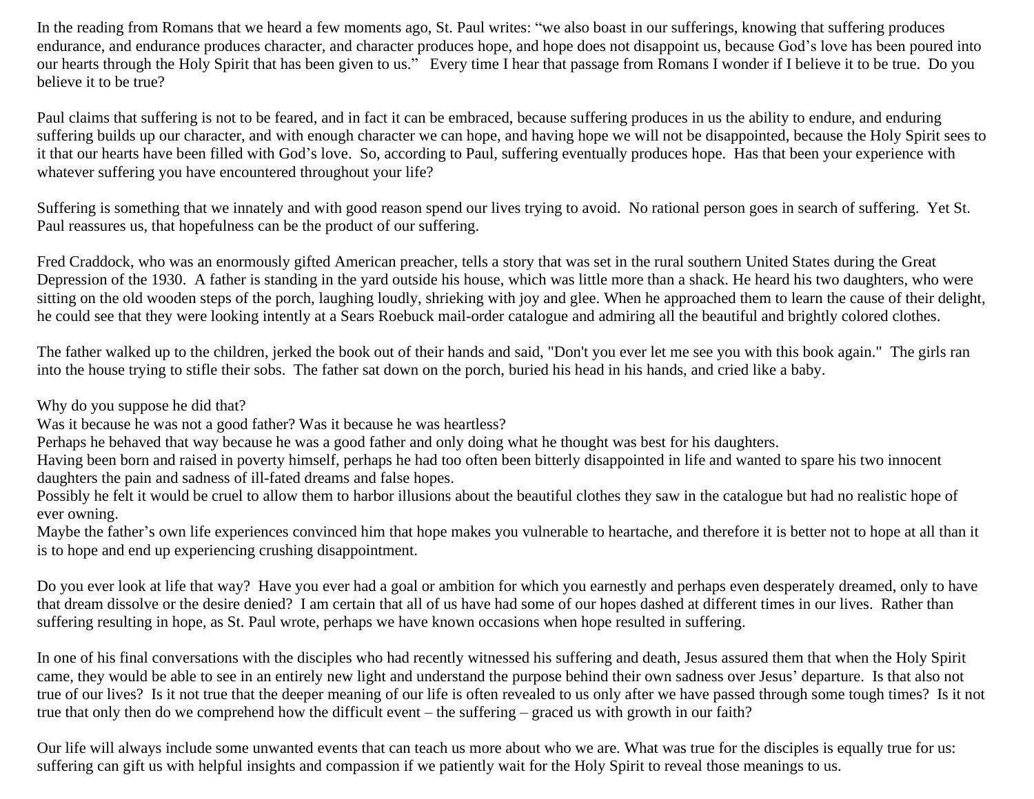In the reading from Romans that we heard a few moments ago, St. Paul writes: "we also boast in our sufferings, knowing that suffering produces endurance, and endurance produces character, and character produces hope, and hope does not disappoint us, because God's love has been poured into our hearts through the Holy Spirit that has been given to us." Every time I hear that passage from Romans I wonder if I believe it to be true. Do you believe it to be true?

Paul claims that suffering is not to be feared, and in fact it can be embraced, because suffering produces in us the ability to endure, and enduring suffering builds up our character, and with enough character we can hope, and having hope we will not be disappointed, because the Holy Spirit sees to it that our hearts have been filled with God's love. So, according to Paul, suffering eventually produces hope. Has that been your experience with whatever suffering you have encountered throughout your life?

Suffering is something that we innately and with good reason spend our lives trying to avoid. No rational person goes in search of suffering. Yet St. Paul reassures us, that hopefulness can be the product of our suffering.

Fred Craddock, who was an enormously gifted American preacher, tells a story that was set in the rural southern United States during the Great Depression of the 1930. A father is standing in the yard outside his house, which was little more than a shack. He heard his two daughters, who were sitting on the old wooden steps of the porch, laughing loudly, shrieking with joy and glee. When he approached them to learn the cause of their delight, he could see that they were looking intently at a Sears Roebuck mail-order catalogue and admiring all the beautiful and brightly colored clothes.

The father walked up to the children, jerked the book out of their hands and said, "Don't you ever let me see you with this book again." The girls ran into the house trying to stifle their sobs. The father sat down on the porch, buried his head in his hands, and cried like a baby.

Why do you suppose he did that?
Was it because he was not a good father? Was it because he was heartless?
Perhaps he behaved that way because he was a good father and only doing what he thought was best for his daughters.
Having been born and raised in poverty himself, perhaps he had too often been bitterly disappointed in life and wanted to spare his two innocent daughters the pain and sadness of ill-fated dreams and false hopes.
Possibly he felt it would be cruel to allow them to harbor illusions about the beautiful clothes they saw in the catalogue but had no realistic hope of ever owning.
Maybe the father's own life experiences convinced him that hope makes you vulnerable to heartache, and therefore it is better not to hope at all than it is to hope and end up experiencing crushing disappointment.

Do you ever look at life that way? Have you ever had a goal or ambition for which you earnestly and perhaps even desperately dreamed, only to have that dream dissolve or the desire denied? I am certain that all of us have had some of our hopes dashed at different times in our lives. Rather than suffering resulting in hope, as St. Paul wrote, perhaps we have known occasions when hope resulted in suffering.

In one of his final conversations with the disciples who had recently witnessed his suffering and death, Jesus assured them that when the Holy Spirit came, they would be able to see in an entirely new light and understand the purpose behind their own sadness over Jesus' departure. Is that also not true of our lives? Is it not true that the deeper meaning of our life is often revealed to us only after we have passed through some tough times? Is it not true that only then do we comprehend how the difficult event – the suffering – graced us with growth in our faith?

Our life will always include some unwanted events that can teach us more about who we are. What was true for the disciples is equally true for us: suffering can gift us with helpful insights and compassion if we patiently wait for the Holy Spirit to reveal those meanings to us.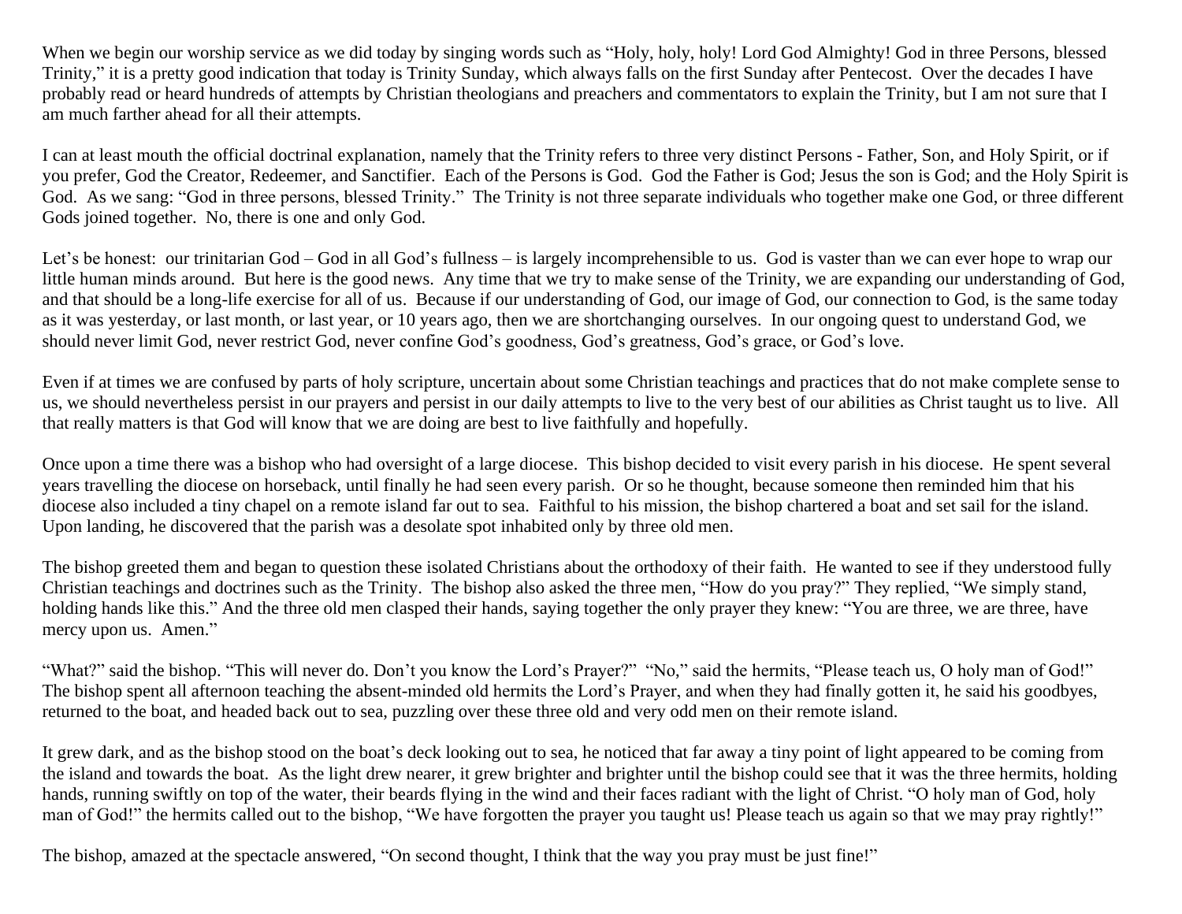When we begin our worship service as we did today by singing words such as "Holy, holy, holy! Lord God Almighty! God in three Persons, blessed Trinity," it is a pretty good indication that today is Trinity Sunday, which always falls on the first Sunday after Pentecost. Over the decades I have probably read or heard hundreds of attempts by Christian theologians and preachers and commentators to explain the Trinity, but I am not sure that I am much farther ahead for all their attempts.

I can at least mouth the official doctrinal explanation, namely that the Trinity refers to three very distinct Persons - Father, Son, and Holy Spirit, or if you prefer, God the Creator, Redeemer, and Sanctifier. Each of the Persons is God. God the Father is God; Jesus the son is God; and the Holy Spirit is God. As we sang: "God in three persons, blessed Trinity." The Trinity is not three separate individuals who together make one God, or three different Gods joined together. No, there is one and only God.

Let's be honest: our trinitarian God – God in all God's fullness – is largely incomprehensible to us. God is vaster than we can ever hope to wrap our little human minds around. But here is the good news. Any time that we try to make sense of the Trinity, we are expanding our understanding of God, and that should be a long-life exercise for all of us. Because if our understanding of God, our image of God, our connection to God, is the same today as it was yesterday, or last month, or last year, or 10 years ago, then we are shortchanging ourselves. In our ongoing quest to understand God, we should never limit God, never restrict God, never confine God's goodness, God's greatness, God's grace, or God's love.

Even if at times we are confused by parts of holy scripture, uncertain about some Christian teachings and practices that do not make complete sense to us, we should nevertheless persist in our prayers and persist in our daily attempts to live to the very best of our abilities as Christ taught us to live. All that really matters is that God will know that we are doing are best to live faithfully and hopefully.

Once upon a time there was a bishop who had oversight of a large diocese. This bishop decided to visit every parish in his diocese. He spent several years travelling the diocese on horseback, until finally he had seen every parish. Or so he thought, because someone then reminded him that his diocese also included a tiny chapel on a remote island far out to sea. Faithful to his mission, the bishop chartered a boat and set sail for the island. Upon landing, he discovered that the parish was a desolate spot inhabited only by three old men.

The bishop greeted them and began to question these isolated Christians about the orthodoxy of their faith. He wanted to see if they understood fully Christian teachings and doctrines such as the Trinity. The bishop also asked the three men, "How do you pray?" They replied, "We simply stand, holding hands like this." And the three old men clasped their hands, saying together the only prayer they knew: "You are three, we are three, have mercy upon us. Amen."

"What?" said the bishop. "This will never do. Don't you know the Lord's Prayer?" "No," said the hermits, "Please teach us, O holy man of God!" The bishop spent all afternoon teaching the absent-minded old hermits the Lord's Prayer, and when they had finally gotten it, he said his goodbyes, returned to the boat, and headed back out to sea, puzzling over these three old and very odd men on their remote island.

It grew dark, and as the bishop stood on the boat's deck looking out to sea, he noticed that far away a tiny point of light appeared to be coming from the island and towards the boat. As the light drew nearer, it grew brighter and brighter until the bishop could see that it was the three hermits, holding hands, running swiftly on top of the water, their beards flying in the wind and their faces radiant with the light of Christ. "O holy man of God, holy man of God!" the hermits called out to the bishop, "We have forgotten the prayer you taught us! Please teach us again so that we may pray rightly!"

The bishop, amazed at the spectacle answered, "On second thought, I think that the way you pray must be just fine!"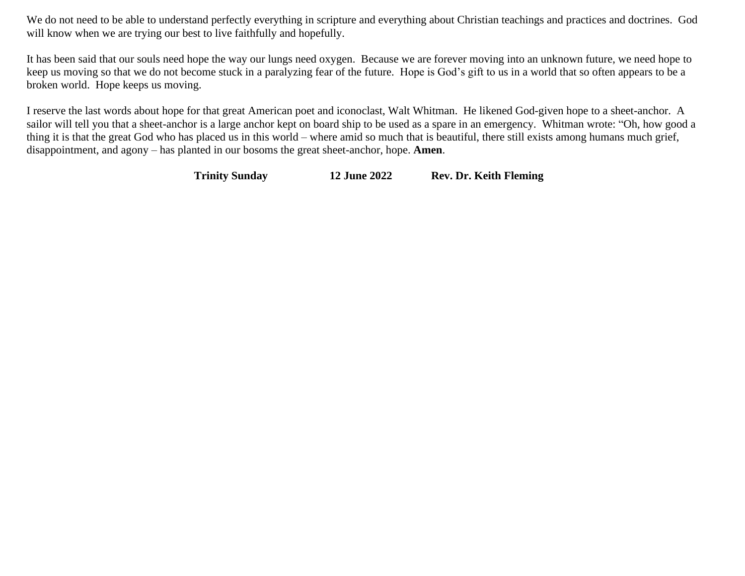We do not need to be able to understand perfectly everything in scripture and everything about Christian teachings and practices and doctrines. God will know when we are trying our best to live faithfully and hopefully.

It has been said that our souls need hope the way our lungs need oxygen. Because we are forever moving into an unknown future, we need hope to keep us moving so that we do not become stuck in a paralyzing fear of the future. Hope is God's gift to us in a world that so often appears to be a broken world. Hope keeps us moving.

I reserve the last words about hope for that great American poet and iconoclast, Walt Whitman. He likened God-given hope to a sheet-anchor. A sailor will tell you that a sheet-anchor is a large anchor kept on board ship to be used as a spare in an emergency. Whitman wrote: "Oh, how good a thing it is that the great God who has placed us in this world – where amid so much that is beautiful, there still exists among humans much grief, disappointment, and agony – has planted in our bosoms the great sheet-anchor, hope. **Amen**.

**Trinity Sunday          12 June 2022          Rev. Dr. Keith Fleming**